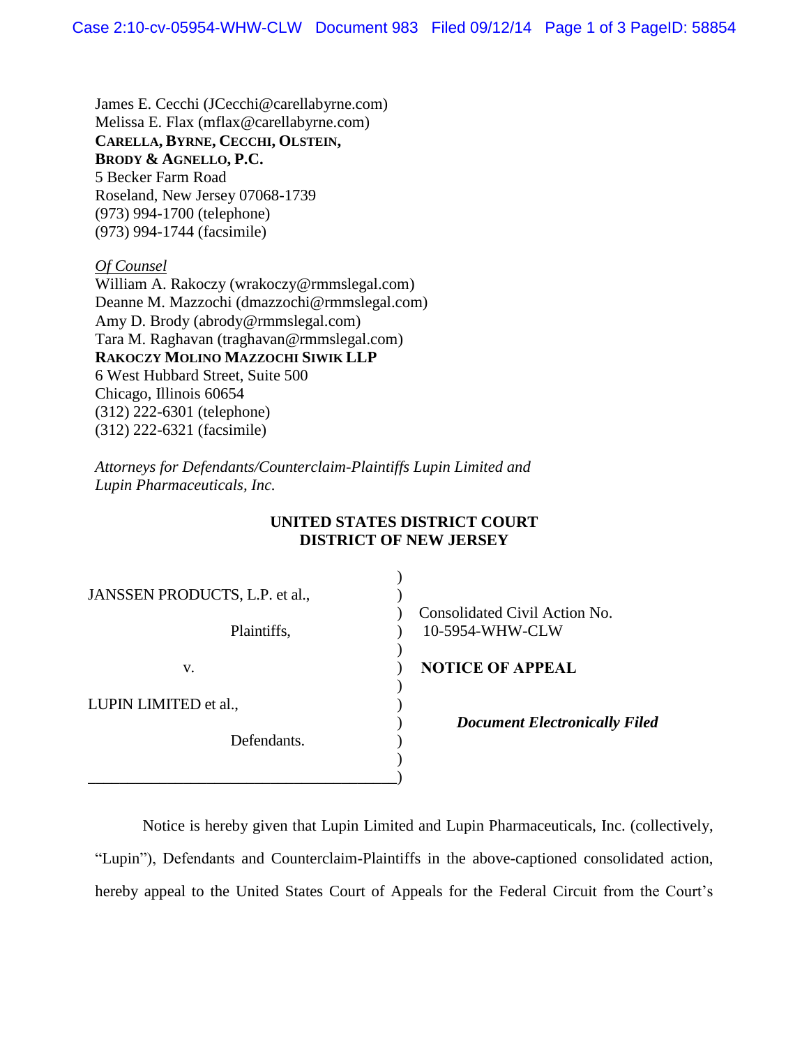James E. Cecchi (JCecchi@carellabyrne.com)
Melissa E. Flax (mflax@carellabyrne.com)
**CARELLA, BYRNE, CECCHI, OLSTEIN,**
**BRODY & AGNELLO, P.C.**
5 Becker Farm Road
Roseland, New Jersey 07068-1739
(973) 994-1700 (telephone)
(973) 994-1744 (facsimile)

*Of Counsel*
William A. Rakoczy (wrakoczy@rmmslegal.com)
Deanne M. Mazzochi (dmazzochi@rmmslegal.com)
Amy D. Brody (abrody@rmmslegal.com)
Tara M. Raghavan (traghavan@rmmslegal.com)
**RAKOCZY MOLINO MAZZOCHI SIWIK LLP**
6 West Hubbard Street, Suite 500
Chicago, Illinois 60654
(312) 222-6301 (telephone)
(312) 222-6321 (facsimile)

*Attorneys for Defendants/Counterclaim-Plaintiffs Lupin Limited and Lupin Pharmaceuticals, Inc.*

**UNITED STATES DISTRICT COURT**
**DISTRICT OF NEW JERSEY**

JANSSEN PRODUCTS, L.P. et al.,

Plaintiffs,

v.

LUPIN LIMITED et al.,

Defendants.

Consolidated Civil Action No. 10-5954-WHW-CLW

**NOTICE OF APPEAL**

***Document Electronically Filed***

Notice is hereby given that Lupin Limited and Lupin Pharmaceuticals, Inc. (collectively, "Lupin"), Defendants and Counterclaim-Plaintiffs in the above-captioned consolidated action, hereby appeal to the United States Court of Appeals for the Federal Circuit from the Court's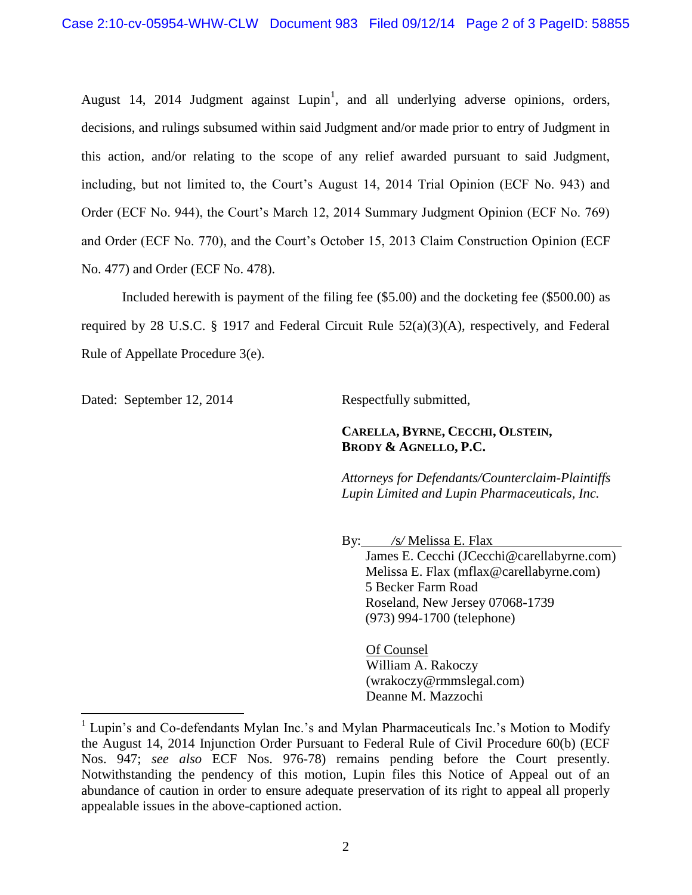August 14, 2014 Judgment against Lupin[1], and all underlying adverse opinions, orders, decisions, and rulings subsumed within said Judgment and/or made prior to entry of Judgment in this action, and/or relating to the scope of any relief awarded pursuant to said Judgment, including, but not limited to, the Court's August 14, 2014 Trial Opinion (ECF No. 943) and Order (ECF No. 944), the Court's March 12, 2014 Summary Judgment Opinion (ECF No. 769) and Order (ECF No. 770), and the Court's October 15, 2013 Claim Construction Opinion (ECF No. 477) and Order (ECF No. 478).

Included herewith is payment of the filing fee ($5.00) and the docketing fee ($500.00) as required by 28 U.S.C. § 1917 and Federal Circuit Rule 52(a)(3)(A), respectively, and Federal Rule of Appellate Procedure 3(e).

Dated: September 12, 2014

Respectfully submitted,

**CARELLA, BYRNE, CECCHI, OLSTEIN, BRODY & AGNELLO, P.C.**

*Attorneys for Defendants/Counterclaim-Plaintiffs Lupin Limited and Lupin Pharmaceuticals, Inc.*

By: /s/ Melissa E. Flax
James E. Cecchi (JCecchi@carellabyrne.com)
Melissa E. Flax (mflax@carellabyrne.com)
5 Becker Farm Road
Roseland, New Jersey 07068-1739
(973) 994-1700 (telephone)

Of Counsel
William A. Rakoczy
(wrakoczy@rmmslegal.com)
Deanne M. Mazzochi

[1] Lupin's and Co-defendants Mylan Inc.'s and Mylan Pharmaceuticals Inc.'s Motion to Modify the August 14, 2014 Injunction Order Pursuant to Federal Rule of Civil Procedure 60(b) (ECF Nos. 947; *see also* ECF Nos. 976-78) remains pending before the Court presently. Notwithstanding the pendency of this motion, Lupin files this Notice of Appeal out of an abundance of caution in order to ensure adequate preservation of its right to appeal all properly appealable issues in the above-captioned action.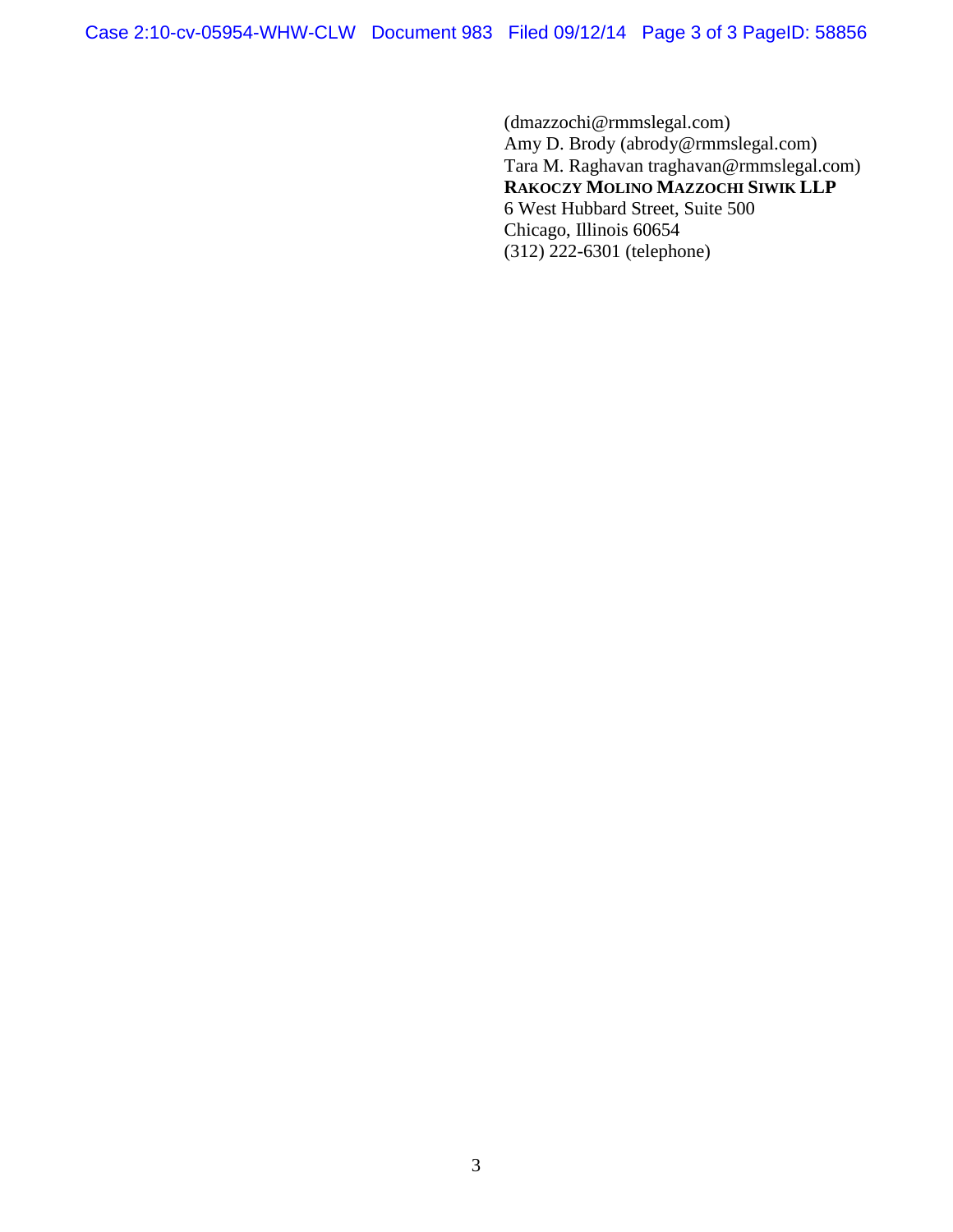(dmazzochi@rmmslegal.com)  
Amy D. Brody (abrody@rmmslegal.com)  
Tara M. Raghavan traghavan@rmmslegal.com)  
**RAKOCZY MOLINO MAZZOCHI SIWIK LLP**  
6 West Hubbard Street, Suite 500  
Chicago, Illinois 60654  
(312) 222-6301 (telephone)